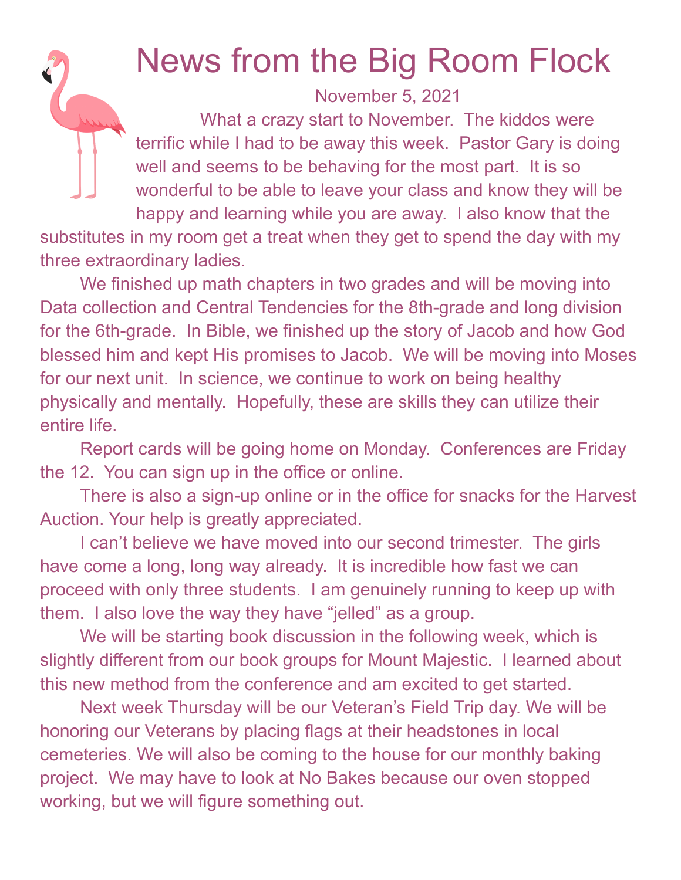# News from the Big Room Flock

November 5, 2021

What a crazy start to November. The kiddos were terrific while I had to be away this week. Pastor Gary is doing well and seems to be behaving for the most part. It is so wonderful to be able to leave your class and know they will be happy and learning while you are away. I also know that the substitutes in my room get a treat when they get to spend the day with my three extraordinary ladies.

We finished up math chapters in two grades and will be moving into Data collection and Central Tendencies for the 8th-grade and long division for the 6th-grade. In Bible, we finished up the story of Jacob and how God blessed him and kept His promises to Jacob. We will be moving into Moses for our next unit. In science, we continue to work on being healthy physically and mentally. Hopefully, these are skills they can utilize their entire life.

Report cards will be going home on Monday. Conferences are Friday the 12. You can sign up in the office or online.

There is also a sign-up online or in the office for snacks for the Harvest Auction. Your help is greatly appreciated.

I can't believe we have moved into our second trimester. The girls have come a long, long way already. It is incredible how fast we can proceed with only three students. I am genuinely running to keep up with them. I also love the way they have "jelled" as a group.

We will be starting book discussion in the following week, which is slightly different from our book groups for Mount Majestic. I learned about this new method from the conference and am excited to get started.

Next week Thursday will be our Veteran's Field Trip day. We will be honoring our Veterans by placing flags at their headstones in local cemeteries. We will also be coming to the house for our monthly baking project. We may have to look at No Bakes because our oven stopped working, but we will figure something out.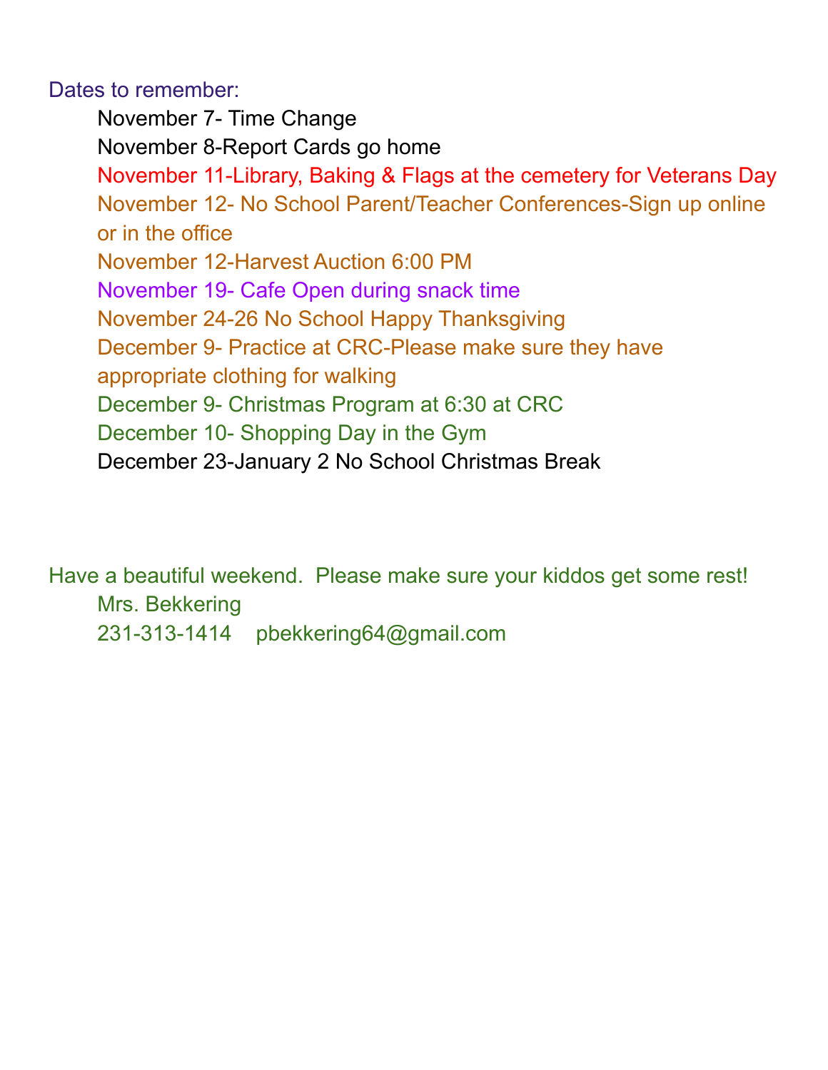Dates to remember:

- November 7- Time Change
- November 8-Report Cards go home
- November 11-Library, Baking & Flags at the cemetery for Veterans Day
- November 12- No School Parent/Teacher Conferences-Sign up online or in the office
- November 12-Harvest Auction 6:00 PM
- November 19- Cafe Open during snack time
- November 24-26 No School Happy Thanksgiving
- December 9- Practice at CRC-Please make sure they have appropriate clothing for walking
- December 9- Christmas Program at 6:30 at CRC
- December 10- Shopping Day in the Gym
- December 23-January 2 No School Christmas Break

Have a beautiful weekend. Please make sure your kiddos get some rest!

Mrs. Bekkering

231-313-1414    pbekkering64@gmail.com